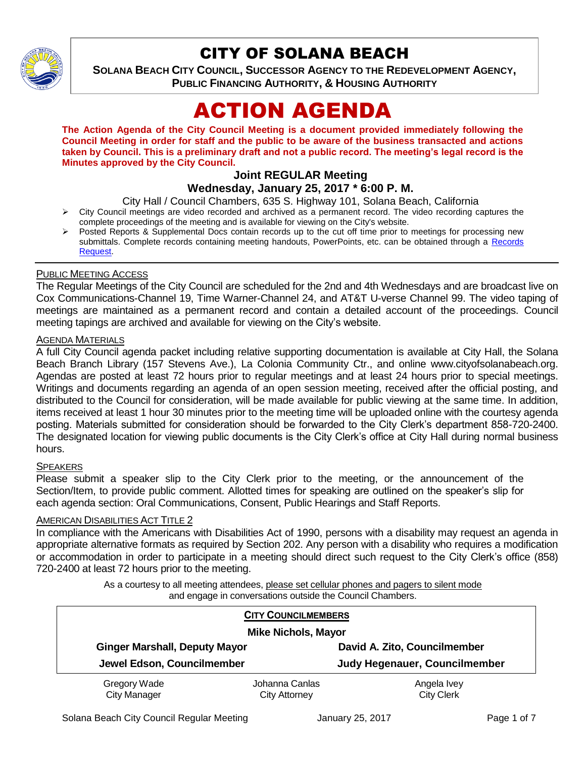# CITY OF SOLANA BEACH

**SOLANA BEACH CITY COUNCIL, SUCCESSOR AGENCY TO THE REDEVELOPMENT AGENCY, PUBLIC FINANCING AUTHORITY, & HOUSING AUTHORITY**

# ACTION AGENDA

**The Action Agenda of the City Council Meeting is a document provided immediately following the Council Meeting in order for staff and the public to be aware of the business transacted and actions taken by Council. This is a preliminary draft and not a public record. The meeting's legal record is the Minutes approved by the City Council.**

## Joint REGULAR Meeting
## Wednesday, January 25, 2017 * 6:00 P. M.

City Hall / Council Chambers, 635 S. Highway 101, Solana Beach, California

- City Council meetings are video recorded and archived as a permanent record. The video recording captures the complete proceedings of the meeting and is available for viewing on the City's website.
- Posted Reports & Supplemental Docs contain records up to the cut off time prior to meetings for processing new submittals. Complete records containing meeting handouts, PowerPoints, etc. can be obtained through a Records Request.

### PUBLIC MEETING ACCESS

The Regular Meetings of the City Council are scheduled for the 2nd and 4th Wednesdays and are broadcast live on Cox Communications-Channel 19, Time Warner-Channel 24, and AT&T U-verse Channel 99. The video taping of meetings are maintained as a permanent record and contain a detailed account of the proceedings. Council meeting tapings are archived and available for viewing on the City's website.

### AGENDA MATERIALS

A full City Council agenda packet including relative supporting documentation is available at City Hall, the Solana Beach Branch Library (157 Stevens Ave.), La Colonia Community Ctr., and online www.cityofsolanabeach.org. Agendas are posted at least 72 hours prior to regular meetings and at least 24 hours prior to special meetings. Writings and documents regarding an agenda of an open session meeting, received after the official posting, and distributed to the Council for consideration, will be made available for public viewing at the same time. In addition, items received at least 1 hour 30 minutes prior to the meeting time will be uploaded online with the courtesy agenda posting. Materials submitted for consideration should be forwarded to the City Clerk's department 858-720-2400. The designated location for viewing public documents is the City Clerk's office at City Hall during normal business hours.

### SPEAKERS

Please submit a speaker slip to the City Clerk prior to the meeting, or the announcement of the Section/Item, to provide public comment. Allotted times for speaking are outlined on the speaker's slip for each agenda section: Oral Communications, Consent, Public Hearings and Staff Reports.

### AMERICAN DISABILITIES ACT TITLE 2

In compliance with the Americans with Disabilities Act of 1990, persons with a disability may request an agenda in appropriate alternative formats as required by Section 202. Any person with a disability who requires a modification or accommodation in order to participate in a meeting should direct such request to the City Clerk's office (858) 720-2400 at least 72 hours prior to the meeting.

As a courtesy to all meeting attendees, please set cellular phones and pagers to silent mode and engage in conversations outside the Council Chambers.

**CITY COUNCILMEMBERS**

**Mike Nichols, Mayor**

**Ginger Marshall, Deputy Mayor**

**David A. Zito, Councilmember**

**Jewel Edson, Councilmember**

**Judy Hegenauer, Councilmember**

Gregory Wade, City Manager

Johanna Canlas, City Attorney

Angela Ivey, City Clerk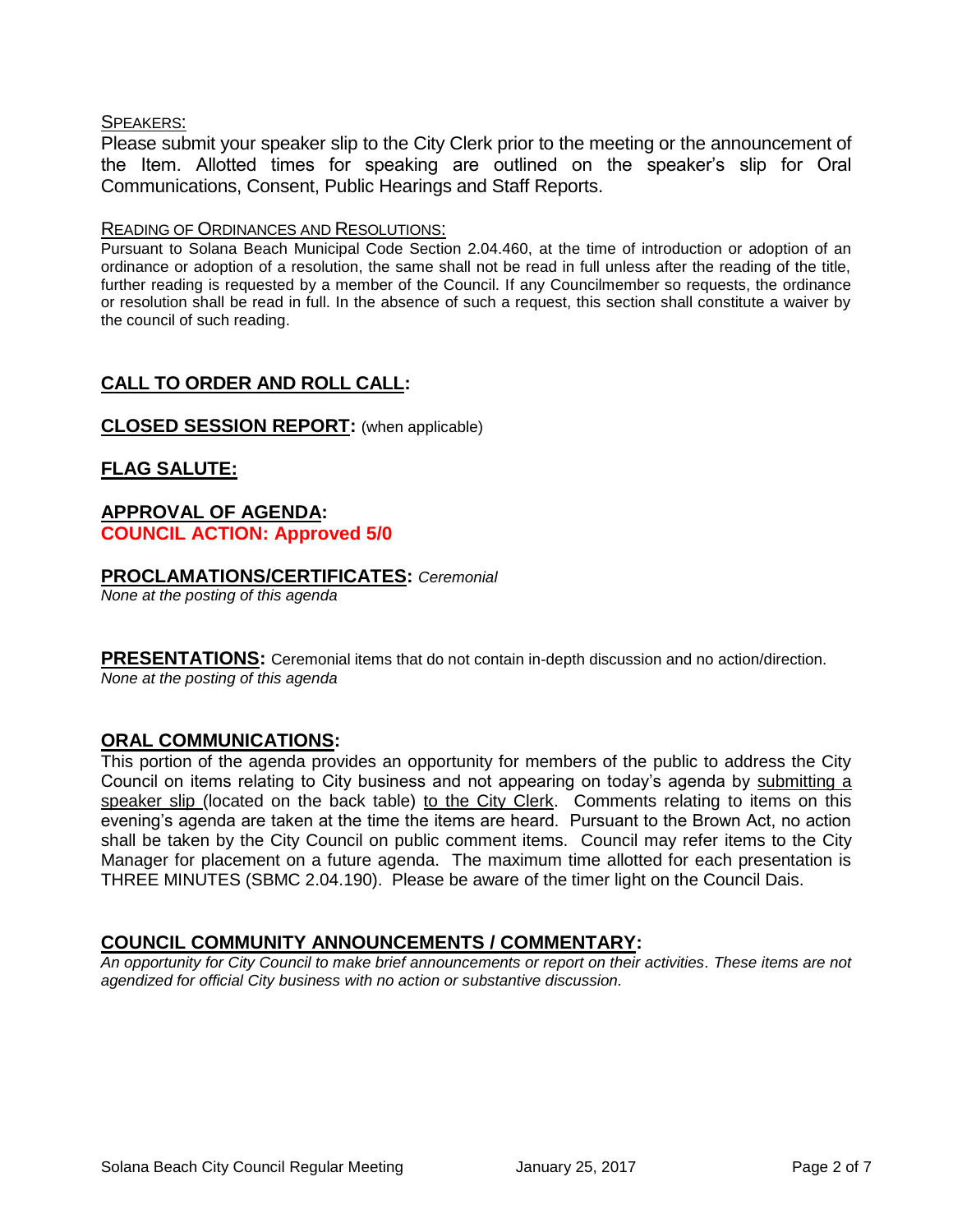SPEAKERS:

Please submit your speaker slip to the City Clerk prior to the meeting or the announcement of the Item. Allotted times for speaking are outlined on the speaker's slip for Oral Communications, Consent, Public Hearings and Staff Reports.

READING OF ORDINANCES AND RESOLUTIONS:

Pursuant to Solana Beach Municipal Code Section 2.04.460, at the time of introduction or adoption of an ordinance or adoption of a resolution, the same shall not be read in full unless after the reading of the title, further reading is requested by a member of the Council. If any Councilmember so requests, the ordinance or resolution shall be read in full. In the absence of such a request, this section shall constitute a waiver by the council of such reading.

## CALL TO ORDER AND ROLL CALL:

## CLOSED SESSION REPORT: (when applicable)

## FLAG SALUTE:

## APPROVAL OF AGENDA:

**COUNCIL ACTION: Approved 5/0**

## PROCLAMATIONS/CERTIFICATES: *Ceremonial*

*None at the posting of this agenda*

## PRESENTATIONS: Ceremonial items that do not contain in-depth discussion and no action/direction.

*None at the posting of this agenda*

## ORAL COMMUNICATIONS:

This portion of the agenda provides an opportunity for members of the public to address the City Council on items relating to City business and not appearing on today's agenda by submitting a speaker slip (located on the back table) to the City Clerk. Comments relating to items on this evening's agenda are taken at the time the items are heard. Pursuant to the Brown Act, no action shall be taken by the City Council on public comment items. Council may refer items to the City Manager for placement on a future agenda. The maximum time allotted for each presentation is THREE MINUTES (SBMC 2.04.190). Please be aware of the timer light on the Council Dais.

## COUNCIL COMMUNITY ANNOUNCEMENTS / COMMENTARY:

*An opportunity for City Council to make brief announcements or report on their activities. These items are not agendized for official City business with no action or substantive discussion.*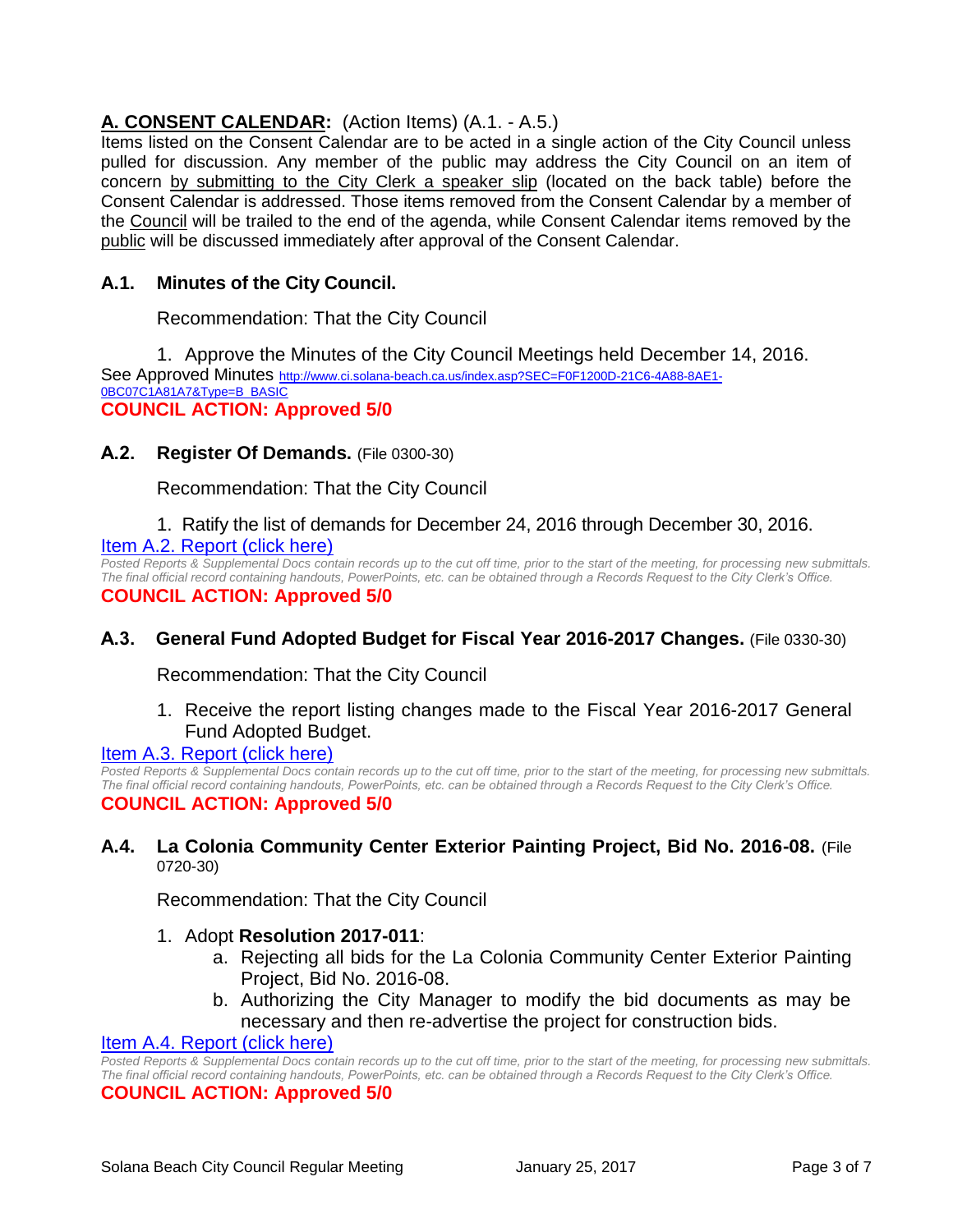## **A. CONSENT CALENDAR:** (Action Items) (A.1. - A.5.)

Items listed on the Consent Calendar are to be acted in a single action of the City Council unless pulled for discussion. Any member of the public may address the City Council on an item of concern by submitting to the City Clerk a speaker slip (located on the back table) before the Consent Calendar is addressed. Those items removed from the Consent Calendar by a member of the Council will be trailed to the end of the agenda, while Consent Calendar items removed by the public will be discussed immediately after approval of the Consent Calendar.

### **A.1. Minutes of the City Council.**

Recommendation: That the City Council

1. Approve the Minutes of the City Council Meetings held December 14, 2016.

See Approved Minutes http://www.ci.solana-beach.ca.us/index.asp?SEC=F0F1200D-21C6-4A88-8AE1-0BC07C1A81A7&Type=B_BASIC

**COUNCIL ACTION: Approved 5/0**

### **A.2. Register Of Demands.** (File 0300-30)

Recommendation: That the City Council

1. Ratify the list of demands for December 24, 2016 through December 30, 2016.

Item A.2. Report (click here)

*Posted Reports & Supplemental Docs contain records up to the cut off time, prior to the start of the meeting, for processing new submittals. The final official record containing handouts, PowerPoints, etc. can be obtained through a Records Request to the City Clerk's Office.*

**COUNCIL ACTION: Approved 5/0**

### **A.3. General Fund Adopted Budget for Fiscal Year 2016-2017 Changes.** (File 0330-30)

Recommendation: That the City Council

1. Receive the report listing changes made to the Fiscal Year 2016-2017 General Fund Adopted Budget.

Item A.3. Report (click here)

*Posted Reports & Supplemental Docs contain records up to the cut off time, prior to the start of the meeting, for processing new submittals. The final official record containing handouts, PowerPoints, etc. can be obtained through a Records Request to the City Clerk's Office.*

**COUNCIL ACTION: Approved 5/0**

### **A.4. La Colonia Community Center Exterior Painting Project, Bid No. 2016-08.** (File 0720-30)

Recommendation: That the City Council

1. Adopt **Resolution 2017-011**:
   a. Rejecting all bids for the La Colonia Community Center Exterior Painting Project, Bid No. 2016-08.
   b. Authorizing the City Manager to modify the bid documents as may be necessary and then re-advertise the project for construction bids.

Item A.4. Report (click here)

*Posted Reports & Supplemental Docs contain records up to the cut off time, prior to the start of the meeting, for processing new submittals. The final official record containing handouts, PowerPoints, etc. can be obtained through a Records Request to the City Clerk's Office.*

**COUNCIL ACTION: Approved 5/0**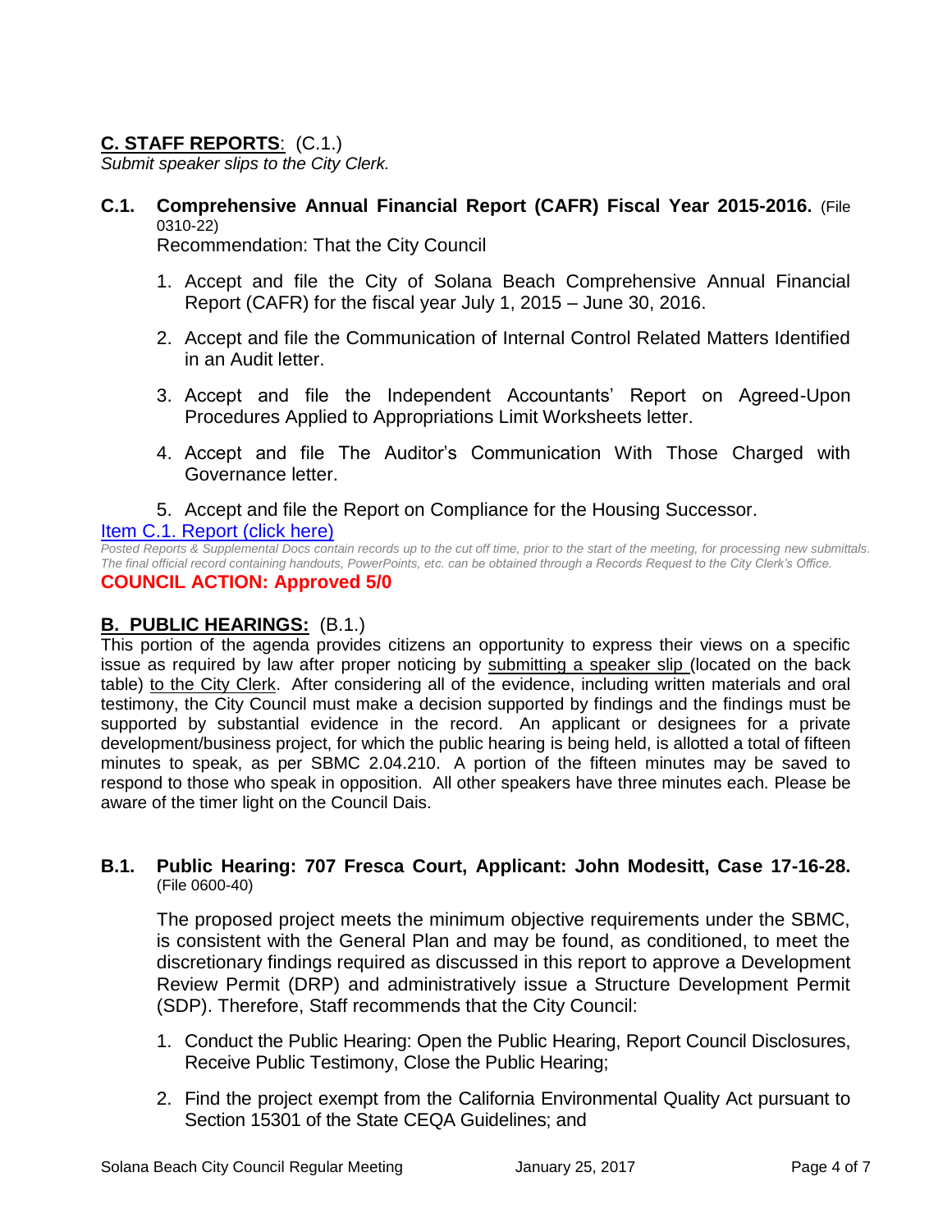## C. STAFF REPORTS: (C.1.)

*Submit speaker slips to the City Clerk.*

**C.1. Comprehensive Annual Financial Report (CAFR) Fiscal Year 2015-2016.** (File 0310-22)

Recommendation: That the City Council

1. Accept and file the City of Solana Beach Comprehensive Annual Financial Report (CAFR) for the fiscal year July 1, 2015 – June 30, 2016.
2. Accept and file the Communication of Internal Control Related Matters Identified in an Audit letter.
3. Accept and file the Independent Accountants' Report on Agreed-Upon Procedures Applied to Appropriations Limit Worksheets letter.
4. Accept and file The Auditor's Communication With Those Charged with Governance letter.
5. Accept and file the Report on Compliance for the Housing Successor.

Item C.1. Report (click here)

*Posted Reports & Supplemental Docs contain records up to the cut off time, prior to the start of the meeting, for processing new submittals. The final official record containing handouts, PowerPoints, etc. can be obtained through a Records Request to the City Clerk's Office.*

**COUNCIL ACTION: Approved 5/0**

## B. PUBLIC HEARINGS: (B.1.)

This portion of the agenda provides citizens an opportunity to express their views on a specific issue as required by law after proper noticing by submitting a speaker slip (located on the back table) to the City Clerk. After considering all of the evidence, including written materials and oral testimony, the City Council must make a decision supported by findings and the findings must be supported by substantial evidence in the record. An applicant or designees for a private development/business project, for which the public hearing is being held, is allotted a total of fifteen minutes to speak, as per SBMC 2.04.210. A portion of the fifteen minutes may be saved to respond to those who speak in opposition. All other speakers have three minutes each. Please be aware of the timer light on the Council Dais.

**B.1. Public Hearing: 707 Fresca Court, Applicant: John Modesitt, Case 17-16-28.** (File 0600-40)

The proposed project meets the minimum objective requirements under the SBMC, is consistent with the General Plan and may be found, as conditioned, to meet the discretionary findings required as discussed in this report to approve a Development Review Permit (DRP) and administratively issue a Structure Development Permit (SDP). Therefore, Staff recommends that the City Council:

1. Conduct the Public Hearing: Open the Public Hearing, Report Council Disclosures, Receive Public Testimony, Close the Public Hearing;
2. Find the project exempt from the California Environmental Quality Act pursuant to Section 15301 of the State CEQA Guidelines; and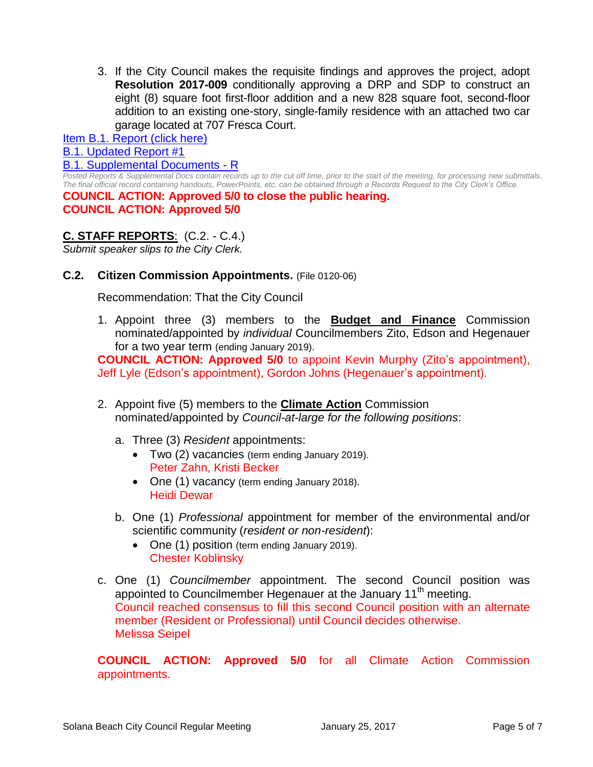3. If the City Council makes the requisite findings and approves the project, adopt **Resolution 2017-009** conditionally approving a DRP and SDP to construct an eight (8) square foot first-floor addition and a new 828 square foot, second-floor addition to an existing one-story, single-family residence with an attached two car garage located at 707 Fresca Court.

Item B.1. Report (click here)

B.1. Updated Report #1

B.1. Supplemental Documents - R

*Posted Reports & Supplemental Docs contain records up to the cut off time, prior to the start of the meeting, for processing new submittals. The final official record containing handouts, PowerPoints, etc. can be obtained through a Records Request to the City Clerk's Office.*

**COUNCIL ACTION: Approved 5/0 to close the public hearing.**
**COUNCIL ACTION: Approved 5/0**

## C. STAFF REPORTS: (C.2. - C.4.)

*Submit speaker slips to the City Clerk.*

### C.2. Citizen Commission Appointments. (File 0120-06)

Recommendation: That the City Council

1. Appoint three (3) members to the **Budget and Finance** Commission nominated/appointed by *individual* Councilmembers Zito, Edson and Hegenauer for a two year term (ending January 2019).
**COUNCIL ACTION: Approved 5/0** to appoint Kevin Murphy (Zito's appointment), Jeff Lyle (Edson's appointment), Gordon Johns (Hegenauer's appointment).

2. Appoint five (5) members to the **Climate Action** Commission nominated/appointed by *Council-at-large for the following positions*:

   a. Three (3) *Resident* appointments:
      - Two (2) vacancies (term ending January 2019).
        Peter Zahn, Kristi Becker
      - One (1) vacancy (term ending January 2018).
        Heidi Dewar

   b. One (1) *Professional* appointment for member of the environmental and/or scientific community (*resident or non-resident*):
      - One (1) position (term ending January 2019).
        Chester Koblinsky

   c. One (1) *Councilmember* appointment. The second Council position was appointed to Councilmember Hegenauer at the January 11th meeting.
   Council reached consensus to fill this second Council position with an alternate member (Resident or Professional) until Council decides otherwise.
   Melissa Seipel

**COUNCIL ACTION: Approved 5/0** for all Climate Action Commission appointments.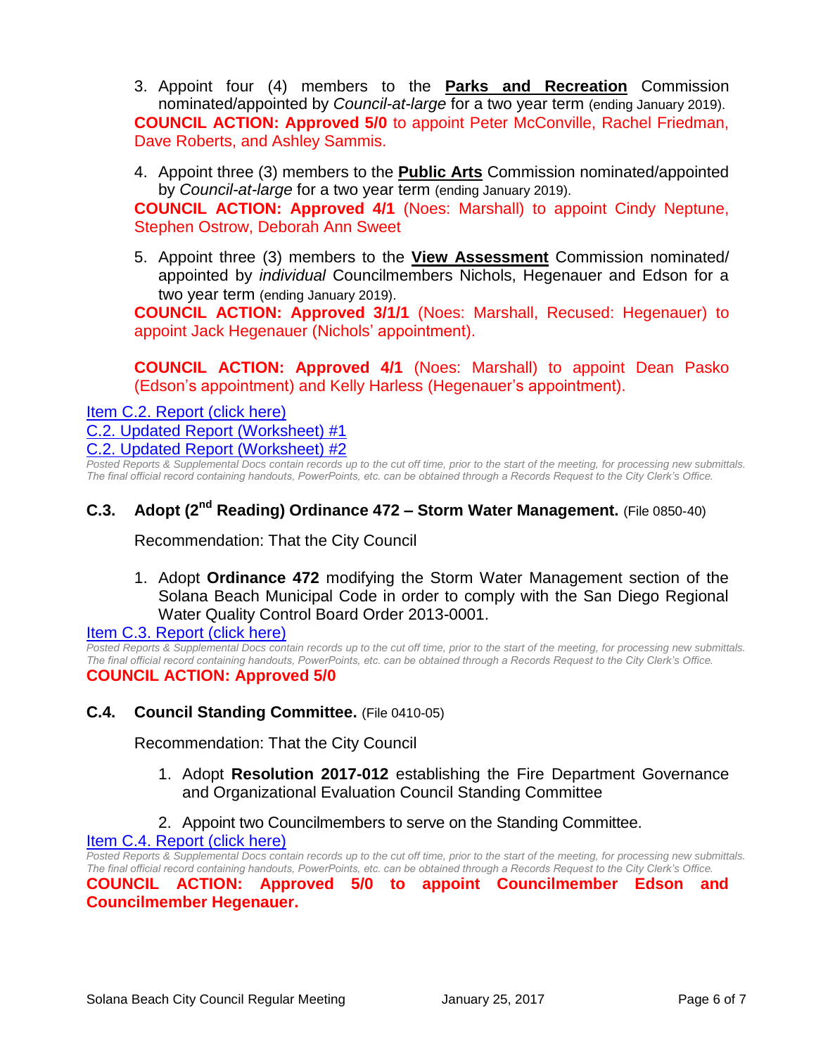3. Appoint four (4) members to the **Parks and Recreation** Commission nominated/appointed by *Council-at-large* for a two year term (ending January 2019).

**COUNCIL ACTION: Approved 5/0** to appoint Peter McConville, Rachel Friedman, Dave Roberts, and Ashley Sammis.

4. Appoint three (3) members to the **Public Arts** Commission nominated/appointed by *Council-at-large* for a two year term (ending January 2019).

**COUNCIL ACTION: Approved 4/1** (Noes: Marshall) to appoint Cindy Neptune, Stephen Ostrow, Deborah Ann Sweet

5. Appoint three (3) members to the **View Assessment** Commission nominated/ appointed by *individual* Councilmembers Nichols, Hegenauer and Edson for a two year term (ending January 2019).

**COUNCIL ACTION: Approved 3/1/1** (Noes: Marshall, Recused: Hegenauer) to appoint Jack Hegenauer (Nichols' appointment).

**COUNCIL ACTION: Approved 4/1** (Noes: Marshall) to appoint Dean Pasko (Edson's appointment) and Kelly Harless (Hegenauer's appointment).

Item C.2. Report (click here)
C.2. Updated Report (Worksheet) #1
C.2. Updated Report (Worksheet) #2

*Posted Reports & Supplemental Docs contain records up to the cut off time, prior to the start of the meeting, for processing new submittals. The final official record containing handouts, PowerPoints, etc. can be obtained through a Records Request to the City Clerk's Office.*

## C.3. Adopt (2nd Reading) Ordinance 472 – Storm Water Management. (File 0850-40)

Recommendation: That the City Council

1. Adopt **Ordinance 472** modifying the Storm Water Management section of the Solana Beach Municipal Code in order to comply with the San Diego Regional Water Quality Control Board Order 2013-0001.

Item C.3. Report (click here)

*Posted Reports & Supplemental Docs contain records up to the cut off time, prior to the start of the meeting, for processing new submittals. The final official record containing handouts, PowerPoints, etc. can be obtained through a Records Request to the City Clerk's Office.*

**COUNCIL ACTION: Approved 5/0**

## C.4. Council Standing Committee. (File 0410-05)

Recommendation: That the City Council

1. Adopt **Resolution 2017-012** establishing the Fire Department Governance and Organizational Evaluation Council Standing Committee
2. Appoint two Councilmembers to serve on the Standing Committee.

Item C.4. Report (click here)

*Posted Reports & Supplemental Docs contain records up to the cut off time, prior to the start of the meeting, for processing new submittals. The final official record containing handouts, PowerPoints, etc. can be obtained through a Records Request to the City Clerk's Office.*

**COUNCIL ACTION: Approved 5/0 to appoint Councilmember Edson and Councilmember Hegenauer.**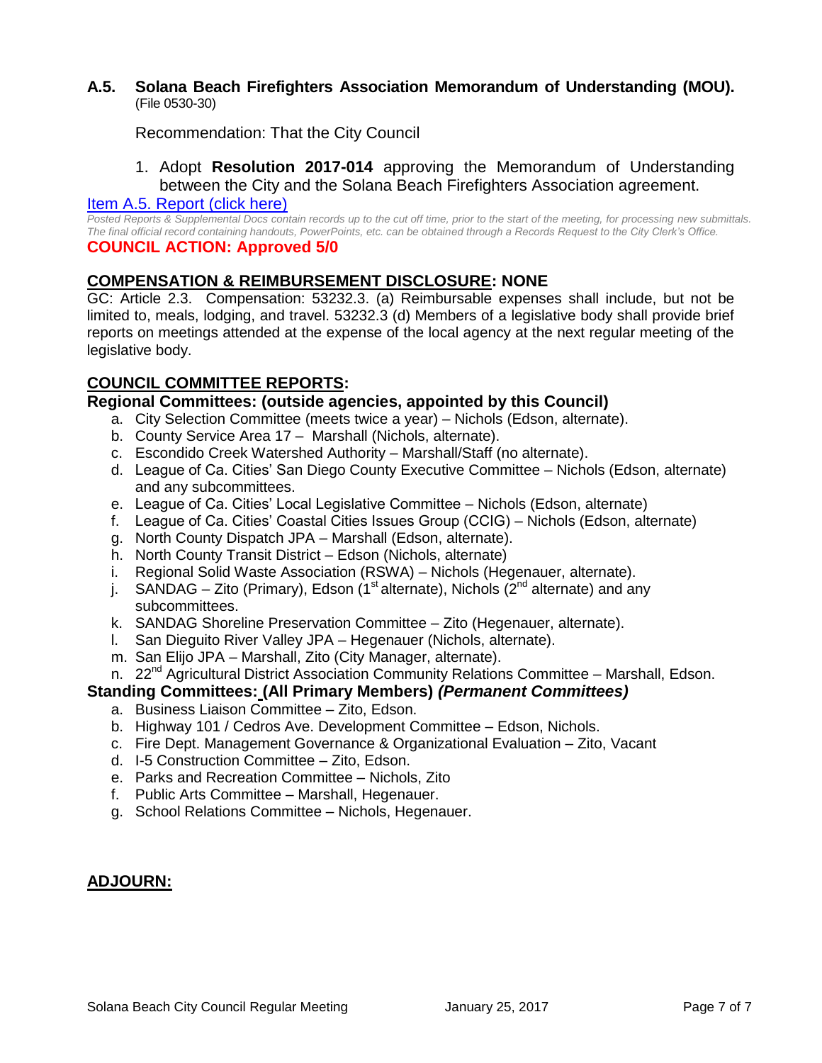### A.5. Solana Beach Firefighters Association Memorandum of Understanding (MOU).
(File 0530-30)

Recommendation: That the City Council

1. Adopt **Resolution 2017-014** approving the Memorandum of Understanding between the City and the Solana Beach Firefighters Association agreement.

[Item A.5. Report (click here)]

*Posted Reports & Supplemental Docs contain records up to the cut off time, prior to the start of the meeting, for processing new submittals. The final official record containing handouts, PowerPoints, etc. can be obtained through a Records Request to the City Clerk's Office.*

**COUNCIL ACTION: Approved 5/0**

## COMPENSATION & REIMBURSEMENT DISCLOSURE: NONE

GC: Article 2.3. Compensation: 53232.3. (a) Reimbursable expenses shall include, but not be limited to, meals, lodging, and travel. 53232.3 (d) Members of a legislative body shall provide brief reports on meetings attended at the expense of the local agency at the next regular meeting of the legislative body.

## COUNCIL COMMITTEE REPORTS:

### Regional Committees: (outside agencies, appointed by this Council)

a. City Selection Committee (meets twice a year) – Nichols (Edson, alternate).
b. County Service Area 17 – Marshall (Nichols, alternate).
c. Escondido Creek Watershed Authority – Marshall/Staff (no alternate).
d. League of Ca. Cities' San Diego County Executive Committee – Nichols (Edson, alternate) and any subcommittees.
e. League of Ca. Cities' Local Legislative Committee – Nichols (Edson, alternate)
f. League of Ca. Cities' Coastal Cities Issues Group (CCIG) – Nichols (Edson, alternate)
g. North County Dispatch JPA – Marshall (Edson, alternate).
h. North County Transit District – Edson (Nichols, alternate)
i. Regional Solid Waste Association (RSWA) – Nichols (Hegenauer, alternate).
j. SANDAG – Zito (Primary), Edson (1st alternate), Nichols (2nd alternate) and any subcommittees.
k. SANDAG Shoreline Preservation Committee – Zito (Hegenauer, alternate).
l. San Dieguito River Valley JPA – Hegenauer (Nichols, alternate).
m. San Elijo JPA – Marshall, Zito (City Manager, alternate).
n. 22nd Agricultural District Association Community Relations Committee – Marshall, Edson.

### Standing Committees: (All Primary Members) *(Permanent Committees)*

a. Business Liaison Committee – Zito, Edson.
b. Highway 101 / Cedros Ave. Development Committee – Edson, Nichols.
c. Fire Dept. Management Governance & Organizational Evaluation – Zito, Vacant
d. I-5 Construction Committee – Zito, Edson.
e. Parks and Recreation Committee – Nichols, Zito
f. Public Arts Committee – Marshall, Hegenauer.
g. School Relations Committee – Nichols, Hegenauer.

## ADJOURN: